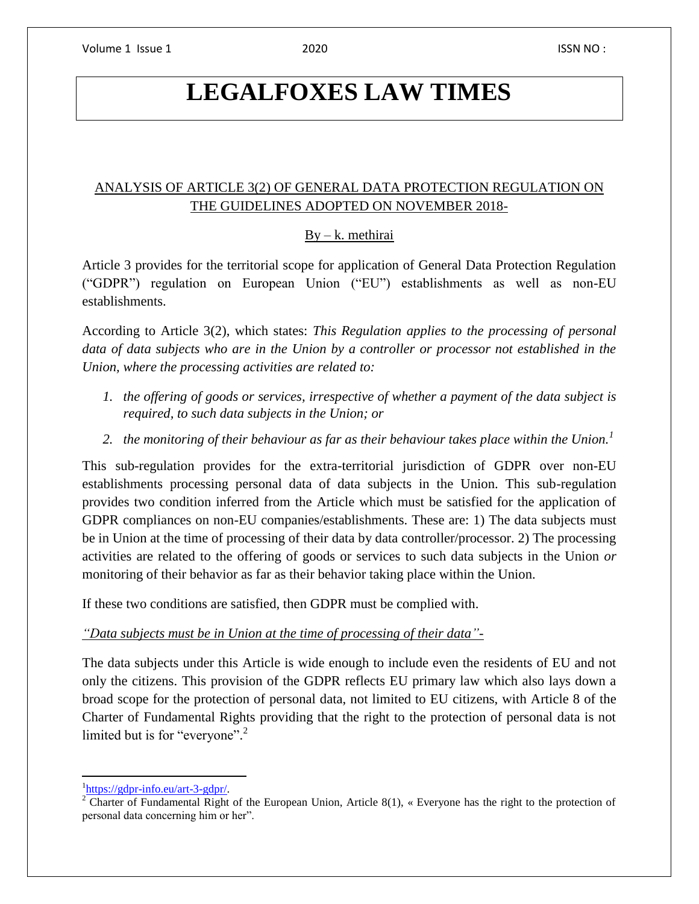# LEGALFOXES LAW TIMES

## ANALYSIS OF ARTICLE 3(2) OF GENERAL DATA PROTECTION REGULATION ON THE GUIDELINES ADOPTED ON NOVEMBER 2018-

By – k. methirai

Article 3 provides for the territorial scope for application of General Data Protection Regulation ("GDPR") regulation on European Union ("EU") establishments as well as non-EU establishments.

According to Article 3(2), which states: *This Regulation applies to the processing of personal data of data subjects who are in the Union by a controller or processor not established in the Union, where the processing activities are related to:*

1. *the offering of goods or services, irrespective of whether a payment of the data subject is required, to such data subjects in the Union; or*
2. *the monitoring of their behaviour as far as their behaviour takes place within the Union.*[1]

This sub-regulation provides for the extra-territorial jurisdiction of GDPR over non-EU establishments processing personal data of data subjects in the Union. This sub-regulation provides two condition inferred from the Article which must be satisfied for the application of GDPR compliances on non-EU companies/establishments. These are: 1) The data subjects must be in Union at the time of processing of their data by data controller/processor. 2) The processing activities are related to the offering of goods or services to such data subjects in the Union *or* monitoring of their behavior as far as their behavior taking place within the Union.

If these two conditions are satisfied, then GDPR must be complied with.

*"Data subjects must be in Union at the time of processing of their data"-*

The data subjects under this Article is wide enough to include even the residents of EU and not only the citizens. This provision of the GDPR reflects EU primary law which also lays down a broad scope for the protection of personal data, not limited to EU citizens, with Article 8 of the Charter of Fundamental Rights providing that the right to the protection of personal data is not limited but is for "everyone".[2]

---

[1] https://gdpr-info.eu/art-3-gdpr/.

[2] Charter of Fundamental Right of the European Union, Article 8(1), « Everyone has the right to the protection of personal data concerning him or her".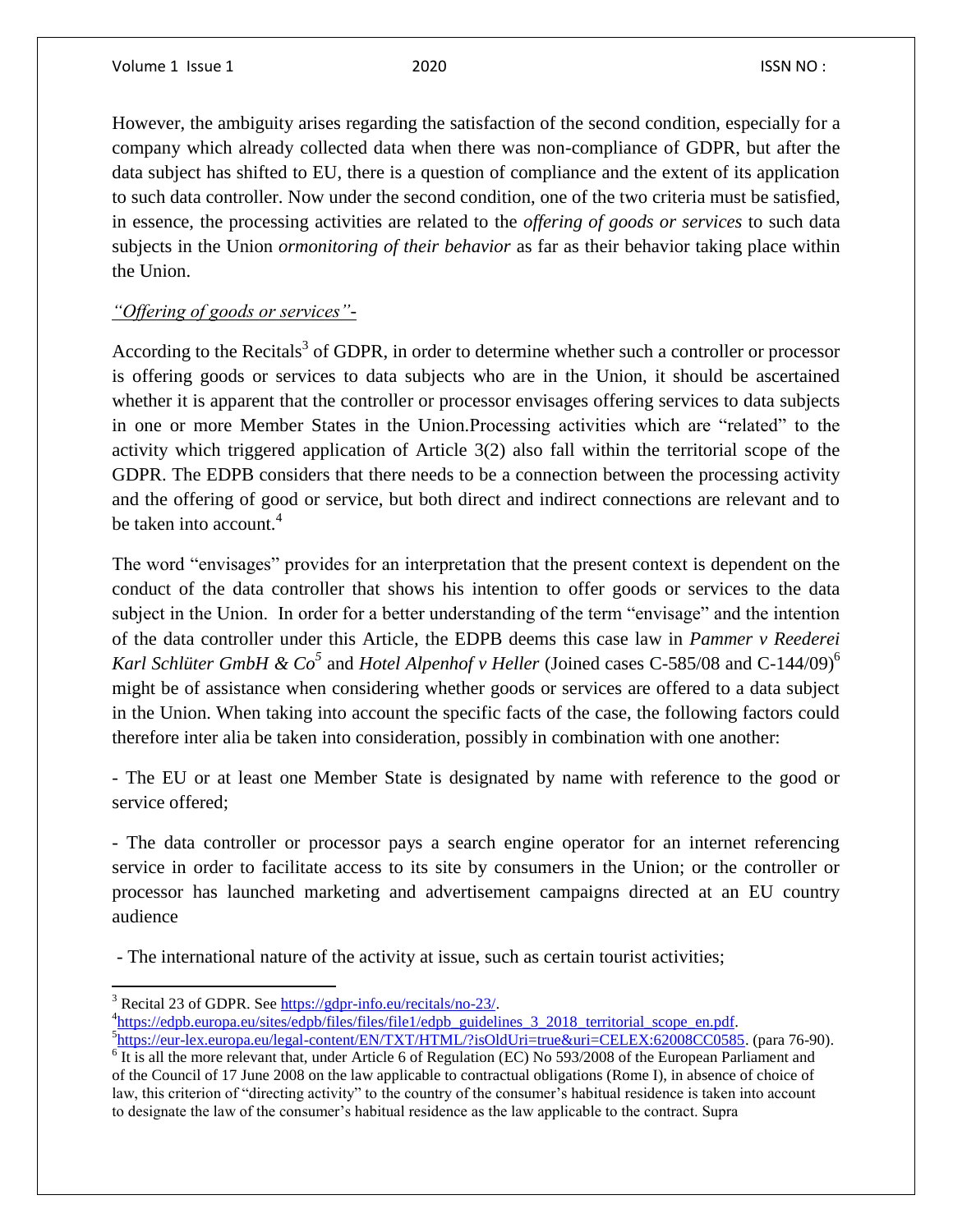However, the ambiguity arises regarding the satisfaction of the second condition, especially for a company which already collected data when there was non-compliance of GDPR, but after the data subject has shifted to EU, there is a question of compliance and the extent of its application to such data controller. Now under the second condition, one of the two criteria must be satisfied, in essence, the processing activities are related to the *offering of goods or services* to such data subjects in the Union *ormonitoring of their behavior* as far as their behavior taking place within the Union.

*"Offering of goods or services"-*

According to the Recitals[3] of GDPR, in order to determine whether such a controller or processor is offering goods or services to data subjects who are in the Union, it should be ascertained whether it is apparent that the controller or processor envisages offering services to data subjects in one or more Member States in the Union.Processing activities which are "related" to the activity which triggered application of Article 3(2) also fall within the territorial scope of the GDPR. The EDPB considers that there needs to be a connection between the processing activity and the offering of good or service, but both direct and indirect connections are relevant and to be taken into account.[4]

The word "envisages" provides for an interpretation that the present context is dependent on the conduct of the data controller that shows his intention to offer goods or services to the data subject in the Union. In order for a better understanding of the term "envisage" and the intention of the data controller under this Article, the EDPB deems this case law in *Pammer v Reederei Karl Schlüter GmbH & Co*[5] and *Hotel Alpenhof v Heller* (Joined cases C-585/08 and C-144/09)[6] might be of assistance when considering whether goods or services are offered to a data subject in the Union. When taking into account the specific facts of the case, the following factors could therefore inter alia be taken into consideration, possibly in combination with one another:

- The EU or at least one Member State is designated by name with reference to the good or service offered;

- The data controller or processor pays a search engine operator for an internet referencing service in order to facilitate access to its site by consumers in the Union; or the controller or processor has launched marketing and advertisement campaigns directed at an EU country audience

- The international nature of the activity at issue, such as certain tourist activities;

---

[3] Recital 23 of GDPR. See https://gdpr-info.eu/recitals/no-23/.

[4] https://edpb.europa.eu/sites/edpb/files/files/file1/edpb_guidelines_3_2018_territorial_scope_en.pdf.

[5] https://eur-lex.europa.eu/legal-content/EN/TXT/HTML/?isOldUri=true&uri=CELEX:62008CC0585. (para 76-90).

[6] It is all the more relevant that, under Article 6 of Regulation (EC) No 593/2008 of the European Parliament and of the Council of 17 June 2008 on the law applicable to contractual obligations (Rome I), in absence of choice of law, this criterion of "directing activity" to the country of the consumer's habitual residence is taken into account to designate the law of the consumer's habitual residence as the law applicable to the contract. Supra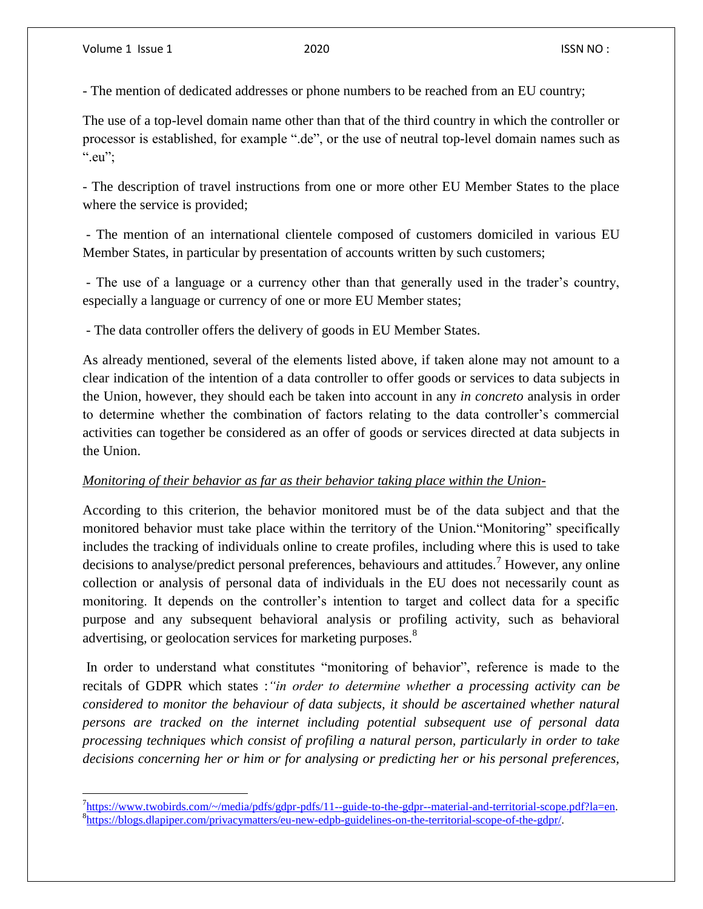- The mention of dedicated addresses or phone numbers to be reached from an EU country;

The use of a top-level domain name other than that of the third country in which the controller or processor is established, for example ".de", or the use of neutral top-level domain names such as ".eu";

- The description of travel instructions from one or more other EU Member States to the place where the service is provided;

- The mention of an international clientele composed of customers domiciled in various EU Member States, in particular by presentation of accounts written by such customers;

- The use of a language or a currency other than that generally used in the trader's country, especially a language or currency of one or more EU Member states;

- The data controller offers the delivery of goods in EU Member States.

As already mentioned, several of the elements listed above, if taken alone may not amount to a clear indication of the intention of a data controller to offer goods or services to data subjects in the Union, however, they should each be taken into account in any *in concreto* analysis in order to determine whether the combination of factors relating to the data controller's commercial activities can together be considered as an offer of goods or services directed at data subjects in the Union.

*Monitoring of their behavior as far as their behavior taking place within the Union-*

According to this criterion, the behavior monitored must be of the data subject and that the monitored behavior must take place within the territory of the Union."Monitoring" specifically includes the tracking of individuals online to create profiles, including where this is used to take decisions to analyse/predict personal preferences, behaviours and attitudes.[7] However, any online collection or analysis of personal data of individuals in the EU does not necessarily count as monitoring. It depends on the controller's intention to target and collect data for a specific purpose and any subsequent behavioral analysis or profiling activity, such as behavioral advertising, or geolocation services for marketing purposes.[8]

In order to understand what constitutes "monitoring of behavior", reference is made to the recitals of GDPR which states :*"in order to determine whether a processing activity can be considered to monitor the behaviour of data subjects, it should be ascertained whether natural persons are tracked on the internet including potential subsequent use of personal data processing techniques which consist of profiling a natural person, particularly in order to take decisions concerning her or him or for analysing or predicting her or his personal preferences,*

---

[7] https://www.twobirds.com/~/media/pdfs/gdpr-pdfs/11--guide-to-the-gdpr--material-and-territorial-scope.pdf?la=en.

[8] https://blogs.dlapiper.com/privacymatters/eu-new-edpb-guidelines-on-the-territorial-scope-of-the-gdpr/.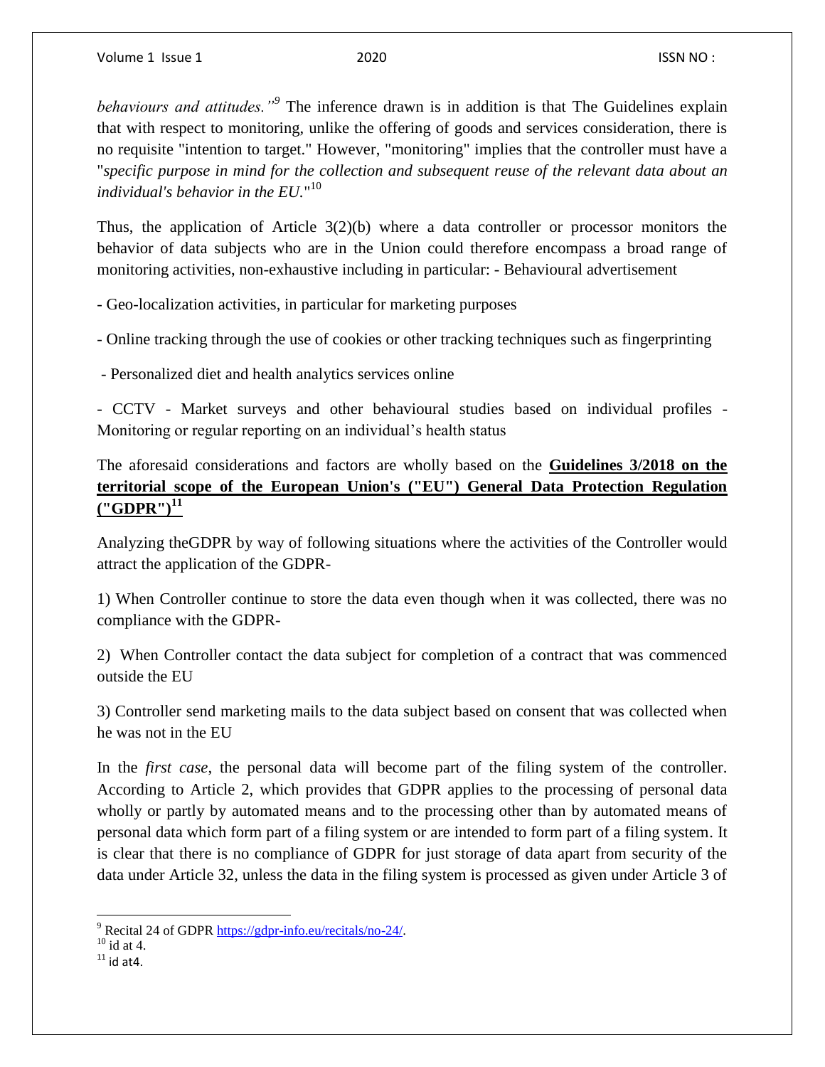*behaviours and attitudes."*[9] The inference drawn is in addition is that The Guidelines explain that with respect to monitoring, unlike the offering of goods and services consideration, there is no requisite "intention to target." However, "monitoring" implies that the controller must have a "*specific purpose in mind for the collection and subsequent reuse of the relevant data about an individual's behavior in the EU.*"[10]

Thus, the application of Article 3(2)(b) where a data controller or processor monitors the behavior of data subjects who are in the Union could therefore encompass a broad range of monitoring activities, non-exhaustive including in particular: - Behavioural advertisement

- Geo-localization activities, in particular for marketing purposes

- Online tracking through the use of cookies or other tracking techniques such as fingerprinting

- Personalized diet and health analytics services online

- CCTV - Market surveys and other behavioural studies based on individual profiles - Monitoring or regular reporting on an individual's health status

The aforesaid considerations and factors are wholly based on the **Guidelines 3/2018 on the territorial scope of the European Union's ("EU") General Data Protection Regulation ("GDPR")**[11]

Analyzing theGDPR by way of following situations where the activities of the Controller would attract the application of the GDPR-

1) When Controller continue to store the data even though when it was collected, there was no compliance with the GDPR-

2) When Controller contact the data subject for completion of a contract that was commenced outside the EU

3) Controller send marketing mails to the data subject based on consent that was collected when he was not in the EU

In the *first case*, the personal data will become part of the filing system of the controller. According to Article 2, which provides that GDPR applies to the processing of personal data wholly or partly by automated means and to the processing other than by automated means of personal data which form part of a filing system or are intended to form part of a filing system. It is clear that there is no compliance of GDPR for just storage of data apart from security of the data under Article 32, unless the data in the filing system is processed as given under Article 3 of

[9] Recital 24 of GDPR https://gdpr-info.eu/recitals/no-24/.

[10] id at 4.

[11] id at4.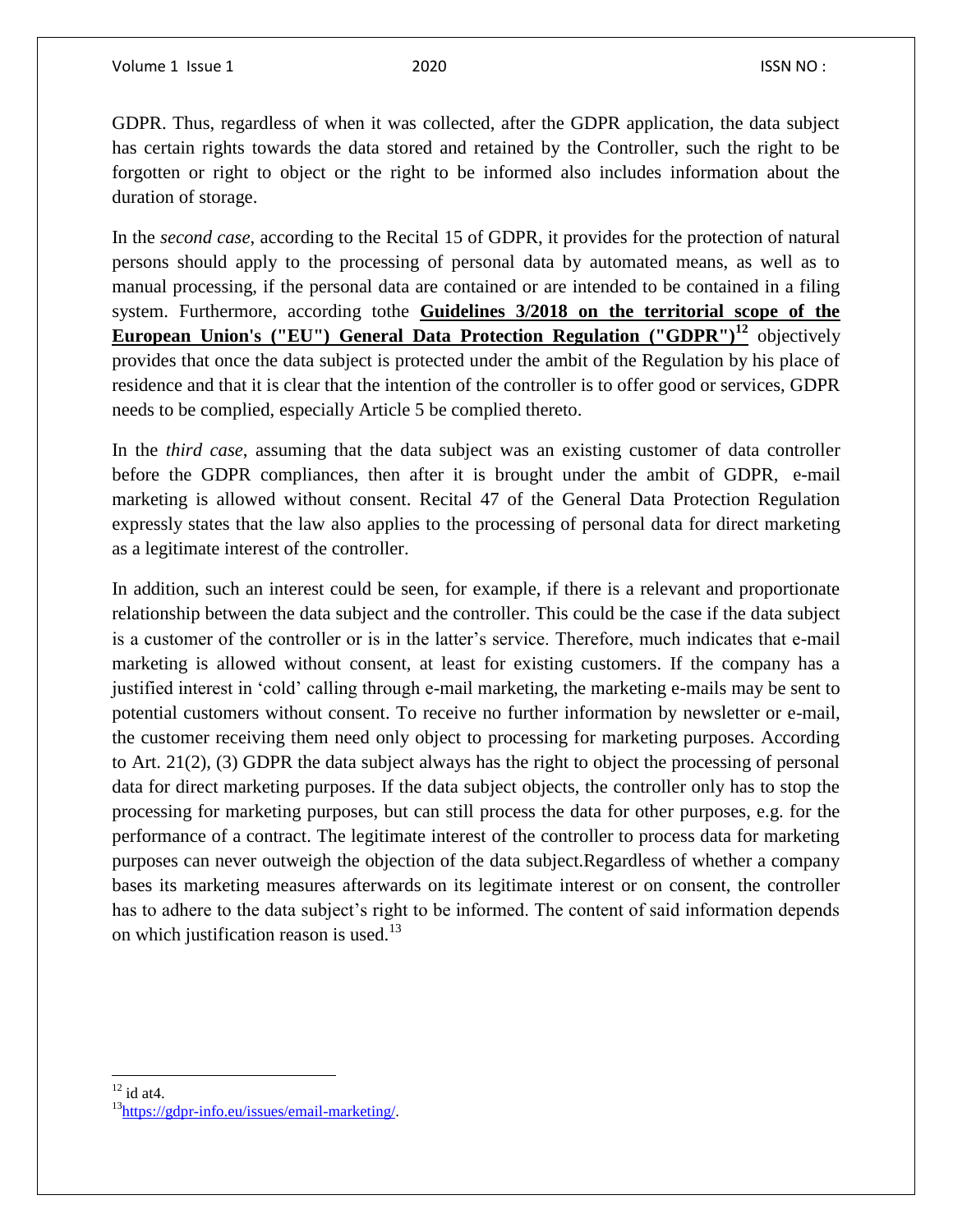GDPR. Thus, regardless of when it was collected, after the GDPR application, the data subject has certain rights towards the data stored and retained by the Controller, such the right to be forgotten or right to object or the right to be informed also includes information about the duration of storage.

In the *second case*, according to the Recital 15 of GDPR, it provides for the protection of natural persons should apply to the processing of personal data by automated means, as well as to manual processing, if the personal data are contained or are intended to be contained in a filing system. Furthermore, according tothe **Guidelines 3/2018 on the territorial scope of the European Union's ("EU") General Data Protection Regulation ("GDPR")**[12] objectively provides that once the data subject is protected under the ambit of the Regulation by his place of residence and that it is clear that the intention of the controller is to offer good or services, GDPR needs to be complied, especially Article 5 be complied thereto.

In the *third case*, assuming that the data subject was an existing customer of data controller before the GDPR compliances, then after it is brought under the ambit of GDPR, e-mail marketing is allowed without consent. Recital 47 of the General Data Protection Regulation expressly states that the law also applies to the processing of personal data for direct marketing as a legitimate interest of the controller.

In addition, such an interest could be seen, for example, if there is a relevant and proportionate relationship between the data subject and the controller. This could be the case if the data subject is a customer of the controller or is in the latter's service. Therefore, much indicates that e-mail marketing is allowed without consent, at least for existing customers. If the company has a justified interest in 'cold' calling through e-mail marketing, the marketing e-mails may be sent to potential customers without consent. To receive no further information by newsletter or e-mail, the customer receiving them need only object to processing for marketing purposes. According to Art. 21(2), (3) GDPR the data subject always has the right to object the processing of personal data for direct marketing purposes. If the data subject objects, the controller only has to stop the processing for marketing purposes, but can still process the data for other purposes, e.g. for the performance of a contract. The legitimate interest of the controller to process data for marketing purposes can never outweigh the objection of the data subject.Regardless of whether a company bases its marketing measures afterwards on its legitimate interest or on consent, the controller has to adhere to the data subject's right to be informed. The content of said information depends on which justification reason is used.[13]

---

[12] id at4.

[13] https://gdpr-info.eu/issues/email-marketing/.